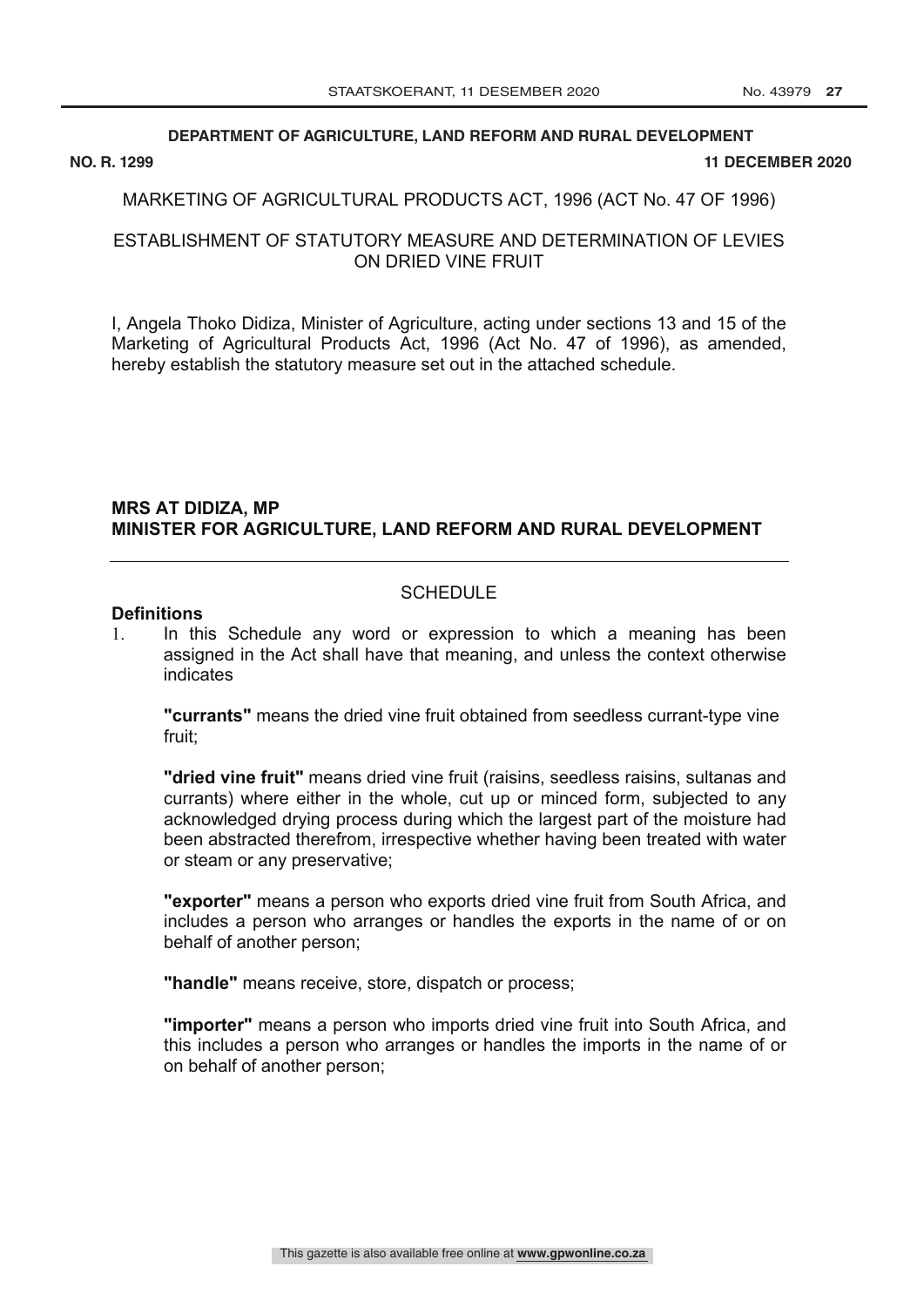**DEPARTMENT OF AGRICULTURE, LAND REFORM AND RURAL DEVELOPMENT**

**NO. R. 1299** **11 DECEMBER 2020**

MARKETING OF AGRICULTURAL PRODUCTS ACT, 1996 (ACT No. 47 OF 1996)

ESTABLISHMENT OF STATUTORY MEASURE AND DETERMINATION OF LEVIES ON DRIED VINE FRUIT

I, Angela Thoko Didiza, Minister of Agriculture, acting under sections 13 and 15 of the Marketing of Agricultural Products Act, 1996 (Act No. 47 of 1996), as amended, hereby establish the statutory measure set out in the attached schedule.

**MRS AT DIDIZA, MP**
**MINISTER FOR AGRICULTURE, LAND REFORM AND RURAL DEVELOPMENT**

---

SCHEDULE

**Definitions**

1. In this Schedule any word or expression to which a meaning has been assigned in the Act shall have that meaning, and unless the context otherwise indicates

   **"currants"** means the dried vine fruit obtained from seedless currant-type vine fruit;

   **"dried vine fruit"** means dried vine fruit (raisins, seedless raisins, sultanas and currants) where either in the whole, cut up or minced form, subjected to any acknowledged drying process during which the largest part of the moisture had been abstracted therefrom, irrespective whether having been treated with water or steam or any preservative;

   **"exporter"** means a person who exports dried vine fruit from South Africa, and includes a person who arranges or handles the exports in the name of or on behalf of another person;

   **"handle"** means receive, store, dispatch or process;

   **"importer"** means a person who imports dried vine fruit into South Africa, and this includes a person who arranges or handles the imports in the name of or on behalf of another person;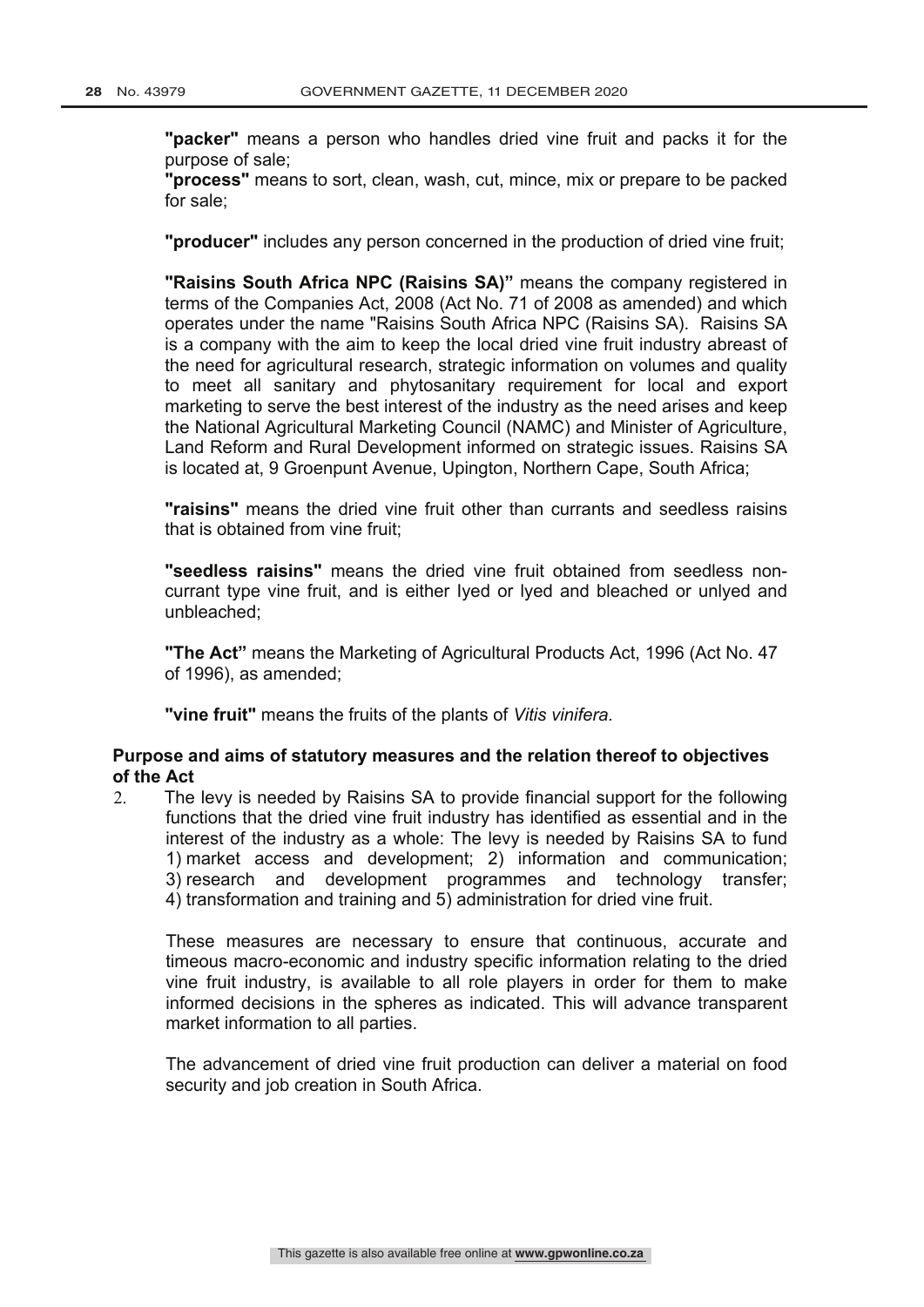**"packer"** means a person who handles dried vine fruit and packs it for the purpose of sale;

**"process"** means to sort, clean, wash, cut, mince, mix or prepare to be packed for sale;

**"producer"** includes any person concerned in the production of dried vine fruit;

**"Raisins South Africa NPC (Raisins SA)"** means the company registered in terms of the Companies Act, 2008 (Act No. 71 of 2008 as amended) and which operates under the name "Raisins South Africa NPC (Raisins SA). Raisins SA is a company with the aim to keep the local dried vine fruit industry abreast of the need for agricultural research, strategic information on volumes and quality to meet all sanitary and phytosanitary requirement for local and export marketing to serve the best interest of the industry as the need arises and keep the National Agricultural Marketing Council (NAMC) and Minister of Agriculture, Land Reform and Rural Development informed on strategic issues. Raisins SA is located at, 9 Groenpunt Avenue, Upington, Northern Cape, South Africa;

**"raisins"** means the dried vine fruit other than currants and seedless raisins that is obtained from vine fruit;

**"seedless raisins"** means the dried vine fruit obtained from seedless non-currant type vine fruit, and is either Iyed or lyed and bleached or unlyed and unbleached;

**"The Act"** means the Marketing of Agricultural Products Act, 1996 (Act No. 47 of 1996), as amended;

**"vine fruit"** means the fruits of the plants of *Vitis vinifera.*

**Purpose and aims of statutory measures and the relation thereof to objectives of the Act**

2. The levy is needed by Raisins SA to provide financial support for the following functions that the dried vine fruit industry has identified as essential and in the interest of the industry as a whole: The levy is needed by Raisins SA to fund 1) market access and development; 2) information and communication; 3) research and development programmes and technology transfer; 4) transformation and training and 5) administration for dried vine fruit.

   These measures are necessary to ensure that continuous, accurate and timeous macro-economic and industry specific information relating to the dried vine fruit industry, is available to all role players in order for them to make informed decisions in the spheres as indicated. This will advance transparent market information to all parties.

   The advancement of dried vine fruit production can deliver a material on food security and job creation in South Africa.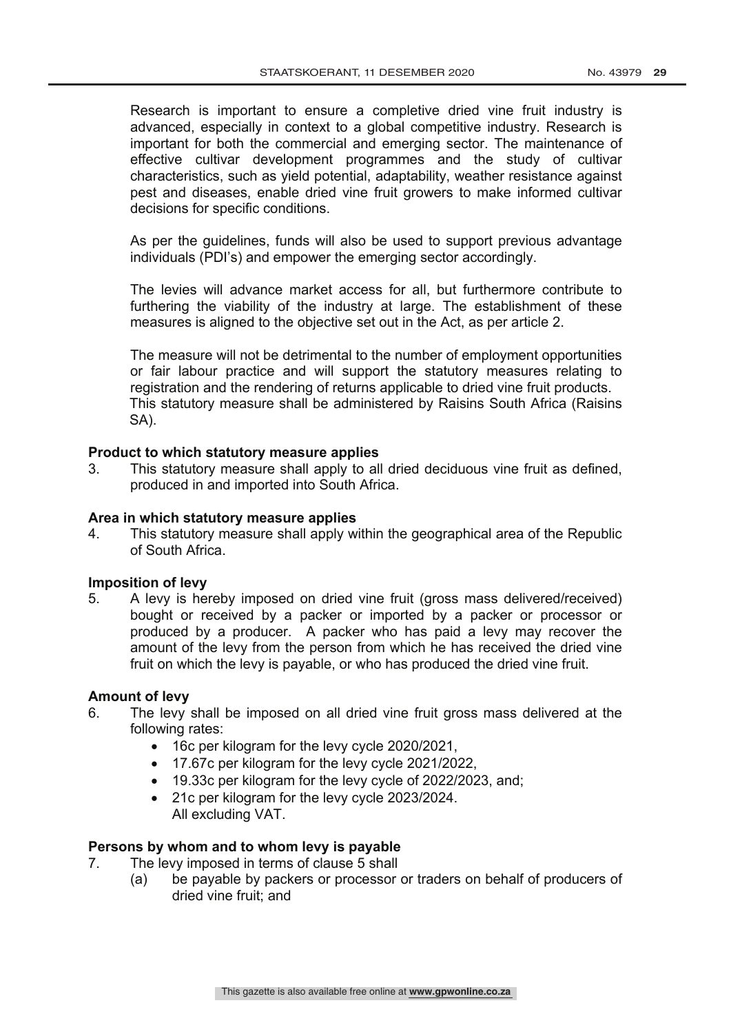Research is important to ensure a completive dried vine fruit industry is advanced, especially in context to a global competitive industry. Research is important for both the commercial and emerging sector. The maintenance of effective cultivar development programmes and the study of cultivar characteristics, such as yield potential, adaptability, weather resistance against pest and diseases, enable dried vine fruit growers to make informed cultivar decisions for specific conditions.

As per the guidelines, funds will also be used to support previous advantage individuals (PDI's) and empower the emerging sector accordingly.

The levies will advance market access for all, but furthermore contribute to furthering the viability of the industry at large. The establishment of these measures is aligned to the objective set out in the Act, as per article 2.

The measure will not be detrimental to the number of employment opportunities or fair labour practice and will support the statutory measures relating to registration and the rendering of returns applicable to dried vine fruit products. This statutory measure shall be administered by Raisins South Africa (Raisins SA).

**Product to which statutory measure applies**

3. This statutory measure shall apply to all dried deciduous vine fruit as defined, produced in and imported into South Africa.

**Area in which statutory measure applies**

4. This statutory measure shall apply within the geographical area of the Republic of South Africa.

**Imposition of levy**

5. A levy is hereby imposed on dried vine fruit (gross mass delivered/received) bought or received by a packer or imported by a packer or processor or produced by a producer. A packer who has paid a levy may recover the amount of the levy from the person from which he has received the dried vine fruit on which the levy is payable, or who has produced the dried vine fruit.

**Amount of levy**

6. The levy shall be imposed on all dried vine fruit gross mass delivered at the following rates:
   - 16c per kilogram for the levy cycle 2020/2021,
   - 17.67c per kilogram for the levy cycle 2021/2022,
   - 19.33c per kilogram for the levy cycle of 2022/2023, and;
   - 21c per kilogram for the levy cycle 2023/2024.
   
   All excluding VAT.

**Persons by whom and to whom levy is payable**

7. The levy imposed in terms of clause 5 shall
   (a) be payable by packers or processor or traders on behalf of producers of dried vine fruit; and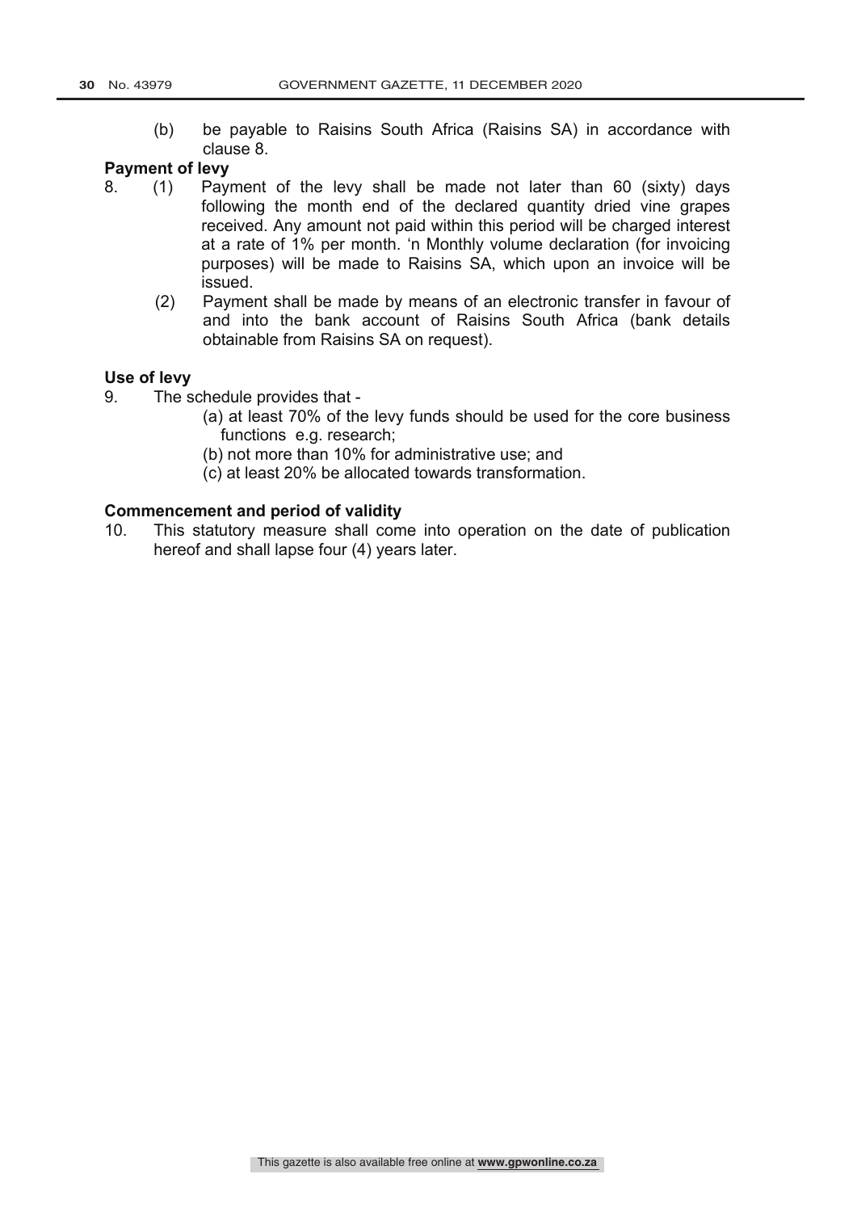(b) be payable to Raisins South Africa (Raisins SA) in accordance with clause 8.

**Payment of levy**

8. (1) Payment of the levy shall be made not later than 60 (sixty) days following the month end of the declared quantity dried vine grapes received. Any amount not paid within this period will be charged interest at a rate of 1% per month. 'n Monthly volume declaration (for invoicing purposes) will be made to Raisins SA, which upon an invoice will be issued.

   (2) Payment shall be made by means of an electronic transfer in favour of and into the bank account of Raisins South Africa (bank details obtainable from Raisins SA on request).

**Use of levy**

9. The schedule provides that -

   (a) at least 70% of the levy funds should be used for the core business functions e.g. research;

   (b) not more than 10% for administrative use; and

   (c) at least 20% be allocated towards transformation.

**Commencement and period of validity**

10. This statutory measure shall come into operation on the date of publication hereof and shall lapse four (4) years later.